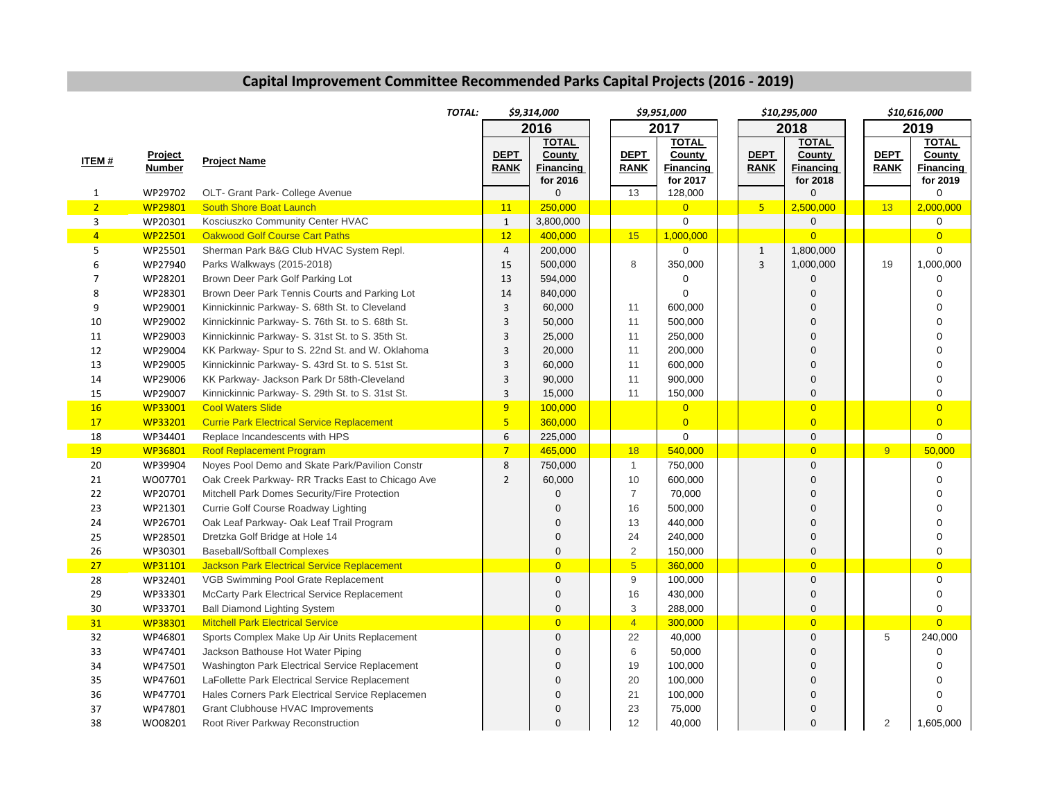# Capital Improvement Committee Recommended Parks Capital Projects (2016 - 2019)

| ITEM # | Project Number | Project Name | 2016 DEPT RANK | 2016 TOTAL County Financing for 2016 | 2017 DEPT RANK | 2017 TOTAL County Financing for 2017 | 2018 DEPT RANK | 2018 TOTAL County Financing for 2018 | 2019 DEPT RANK | 2019 TOTAL County Financing for 2019 |
|---|---|---|---|---|---|---|---|---|---|---|
| | | TOTAL: | | $9,314,000 | | $9,951,000 | | $10,295,000 | | $10,616,000 |
| 1 | WP29702 | OLT- Grant Park- College Avenue | | 0 | 13 | 128,000 | | 0 | | 0 |
| 2 | WP29801 | South Shore Boat Launch | 11 | 250,000 | | 0 | 5 | 2,500,000 | 13 | 2,000,000 |
| 3 | WP20301 | Kosciuszko Community Center HVAC | 1 | 3,800,000 | | 0 | | 0 | | 0 |
| 4 | WP22501 | Oakwood Golf Course Cart Paths | 12 | 400,000 | 15 | 1,000,000 | | 0 | | 0 |
| 5 | WP25501 | Sherman Park B&G Club HVAC System Repl. | 4 | 200,000 | | 0 | 1 | 1,800,000 | | 0 |
| 6 | WP27940 | Parks Walkways (2015-2018) | 15 | 500,000 | 8 | 350,000 | 3 | 1,000,000 | 19 | 1,000,000 |
| 7 | WP28201 | Brown Deer Park Golf Parking Lot | 13 | 594,000 | | 0 | | 0 | | 0 |
| 8 | WP28301 | Brown Deer Park Tennis Courts and Parking Lot | 14 | 840,000 | | 0 | | 0 | | 0 |
| 9 | WP29001 | Kinnickinnic Parkway- S. 68th St. to Cleveland | 3 | 60,000 | 11 | 600,000 | | 0 | | 0 |
| 10 | WP29002 | Kinnickinnic Parkway- S. 76th St. to S. 68th St. | 3 | 50,000 | 11 | 500,000 | | 0 | | 0 |
| 11 | WP29003 | Kinnickinnic Parkway- S. 31st St. to S. 35th St. | 3 | 25,000 | 11 | 250,000 | | 0 | | 0 |
| 12 | WP29004 | KK Parkway- Spur to S. 22nd St. and W. Oklahoma | 3 | 20,000 | 11 | 200,000 | | 0 | | 0 |
| 13 | WP29005 | Kinnickinnic Parkway- S. 43rd St. to S. 51st St. | 3 | 60,000 | 11 | 600,000 | | 0 | | 0 |
| 14 | WP29006 | KK Parkway- Jackson Park Dr 58th-Cleveland | 3 | 90,000 | 11 | 900,000 | | 0 | | 0 |
| 15 | WP29007 | Kinnickinnic Parkway- S. 29th St. to S. 31st St. | 3 | 15,000 | 11 | 150,000 | | 0 | | 0 |
| 16 | WP33001 | Cool Waters Slide | 9 | 100,000 | | 0 | | 0 | | 0 |
| 17 | WP33201 | Currie Park Electrical Service Replacement | 5 | 360,000 | | 0 | | 0 | | 0 |
| 18 | WP34401 | Replace Incandescents with HPS | 6 | 225,000 | | 0 | | 0 | | 0 |
| 19 | WP36801 | Roof Replacement Program | 7 | 465,000 | 18 | 540,000 | | 0 | 9 | 50,000 |
| 20 | WP39904 | Noyes Pool Demo and Skate Park/Pavilion Constr | 8 | 750,000 | 1 | 750,000 | | 0 | | 0 |
| 21 | WO07701 | Oak Creek Parkway- RR Tracks East to Chicago Ave | 2 | 60,000 | 10 | 600,000 | | 0 | | 0 |
| 22 | WP20701 | Mitchell Park Domes Security/Fire Protection | | 0 | 7 | 70,000 | | 0 | | 0 |
| 23 | WP21301 | Currie Golf Course Roadway Lighting | | 0 | 16 | 500,000 | | 0 | | 0 |
| 24 | WP26701 | Oak Leaf Parkway- Oak Leaf Trail Program | | 0 | 13 | 440,000 | | 0 | | 0 |
| 25 | WP28501 | Dretzka Golf Bridge at Hole 14 | | 0 | 24 | 240,000 | | 0 | | 0 |
| 26 | WP30301 | Baseball/Softball Complexes | | 0 | 2 | 150,000 | | 0 | | 0 |
| 27 | WP31101 | Jackson Park Electrical Service Replacement | | 0 | 5 | 360,000 | | 0 | | 0 |
| 28 | WP32401 | VGB Swimming Pool Grate Replacement | | 0 | 9 | 100,000 | | 0 | | 0 |
| 29 | WP33301 | McCarty Park Electrical Service Replacement | | 0 | 16 | 430,000 | | 0 | | 0 |
| 30 | WP33701 | Ball Diamond Lighting System | | 0 | 3 | 288,000 | | 0 | | 0 |
| 31 | WP38301 | Mitchell Park Electrical Service | | 0 | 4 | 300,000 | | 0 | | 0 |
| 32 | WP46801 | Sports Complex Make Up Air Units Replacement | | 0 | 22 | 40,000 | | 0 | 5 | 240,000 |
| 33 | WP47401 | Jackson Bathouse Hot Water Piping | | 0 | 6 | 50,000 | | 0 | | 0 |
| 34 | WP47501 | Washington Park Electrical Service Replacement | | 0 | 19 | 100,000 | | 0 | | 0 |
| 35 | WP47601 | LaFollette Park Electrical Service Replacement | | 0 | 20 | 100,000 | | 0 | | 0 |
| 36 | WP47701 | Hales Corners Park Electrical Service Replacemen | | 0 | 21 | 100,000 | | 0 | | 0 |
| 37 | WP47801 | Grant Clubhouse HVAC Improvements | | 0 | 23 | 75,000 | | 0 | | 0 |
| 38 | WO08201 | Root River Parkway Reconstruction | | 0 | 12 | 40,000 | | 0 | 2 | 1,605,000 |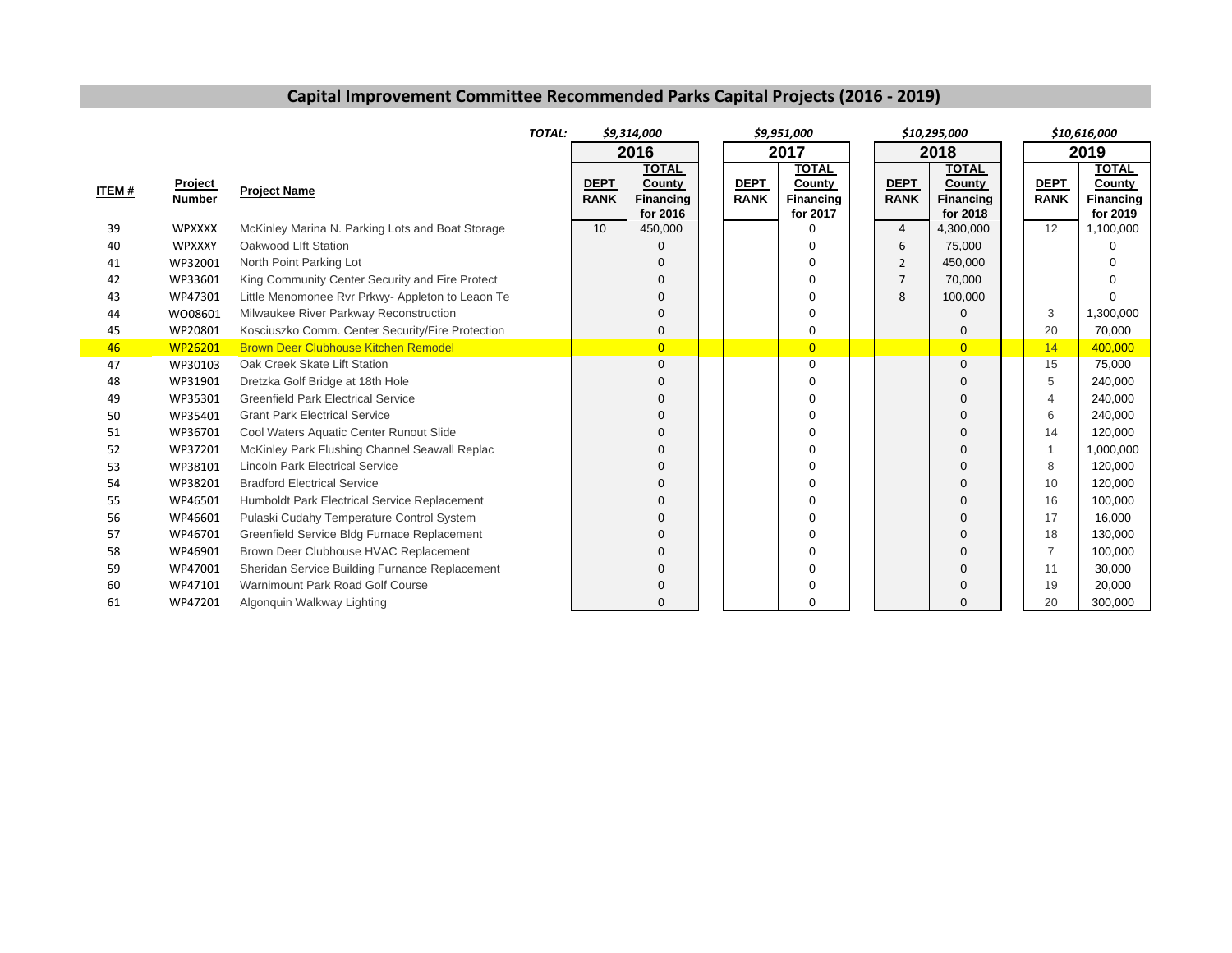## Capital Improvement Committee Recommended Parks Capital Projects (2016 - 2019)

| | | | 2016 | | 2017 | | 2018 | | 2019 | |
|---|---|---|---|---|---|---|---|---|---|---|
| | | ***TOTAL:*** | | ***$9,314,000*** | | ***$9,951,000*** | | ***$10,295,000*** | | ***$10,616,000*** |
| **ITEM #** | **Project Number** | **Project Name** | **DEPT RANK** | **TOTAL County Financing for 2016** | **DEPT RANK** | **TOTAL County Financing for 2017** | **DEPT RANK** | **TOTAL County Financing for 2018** | **DEPT RANK** | **TOTAL County Financing for 2019** |
| 39 | WPXXXX | McKinley Marina N. Parking Lots and Boat Storage | 10 | 450,000 | | 0 | 4 | 4,300,000 | 12 | 1,100,000 |
| 40 | WPXXXY | Oakwood LIft Station | | 0 | | 0 | 6 | 75,000 | | 0 |
| 41 | WP32001 | North Point Parking Lot | | 0 | | 0 | 2 | 450,000 | | 0 |
| 42 | WP33601 | King Community Center Security and Fire Protect | | 0 | | 0 | 7 | 70,000 | | 0 |
| 43 | WP47301 | Little Menomonee Rvr Prkwy- Appleton to Leaon Te | | 0 | | 0 | 8 | 100,000 | | 0 |
| 44 | WO08601 | Milwaukee River Parkway Reconstruction | | 0 | | 0 | | 0 | 3 | 1,300,000 |
| 45 | WP20801 | Kosciuszko Comm. Center Security/Fire Protection | | 0 | | 0 | | 0 | 20 | 70,000 |
| 46 | WP26201 | Brown Deer Clubhouse Kitchen Remodel | | 0 | | 0 | | 0 | 14 | 400,000 |
| 47 | WP30103 | Oak Creek Skate Lift Station | | 0 | | 0 | | 0 | 15 | 75,000 |
| 48 | WP31901 | Dretzka Golf Bridge at 18th Hole | | 0 | | 0 | | 0 | 5 | 240,000 |
| 49 | WP35301 | Greenfield Park Electrical Service | | 0 | | 0 | | 0 | 4 | 240,000 |
| 50 | WP35401 | Grant Park Electrical Service | | 0 | | 0 | | 0 | 6 | 240,000 |
| 51 | WP36701 | Cool Waters Aquatic Center Runout Slide | | 0 | | 0 | | 0 | 14 | 120,000 |
| 52 | WP37201 | McKinley Park Flushing Channel Seawall Replac | | 0 | | 0 | | 0 | 1 | 1,000,000 |
| 53 | WP38101 | Lincoln Park Electrical Service | | 0 | | 0 | | 0 | 8 | 120,000 |
| 54 | WP38201 | Bradford Electrical Service | | 0 | | 0 | | 0 | 10 | 120,000 |
| 55 | WP46501 | Humboldt Park Electrical Service Replacement | | 0 | | 0 | | 0 | 16 | 100,000 |
| 56 | WP46601 | Pulaski Cudahy Temperature Control System | | 0 | | 0 | | 0 | 17 | 16,000 |
| 57 | WP46701 | Greenfield Service Bldg Furnace Replacement | | 0 | | 0 | | 0 | 18 | 130,000 |
| 58 | WP46901 | Brown Deer Clubhouse HVAC Replacement | | 0 | | 0 | | 0 | 7 | 100,000 |
| 59 | WP47001 | Sheridan Service Building Furnance Replacement | | 0 | | 0 | | 0 | 11 | 30,000 |
| 60 | WP47101 | Warnimount Park Road Golf Course | | 0 | | 0 | | 0 | 19 | 20,000 |
| 61 | WP47201 | Algonquin Walkway Lighting | | 0 | | 0 | | 0 | 20 | 300,000 |